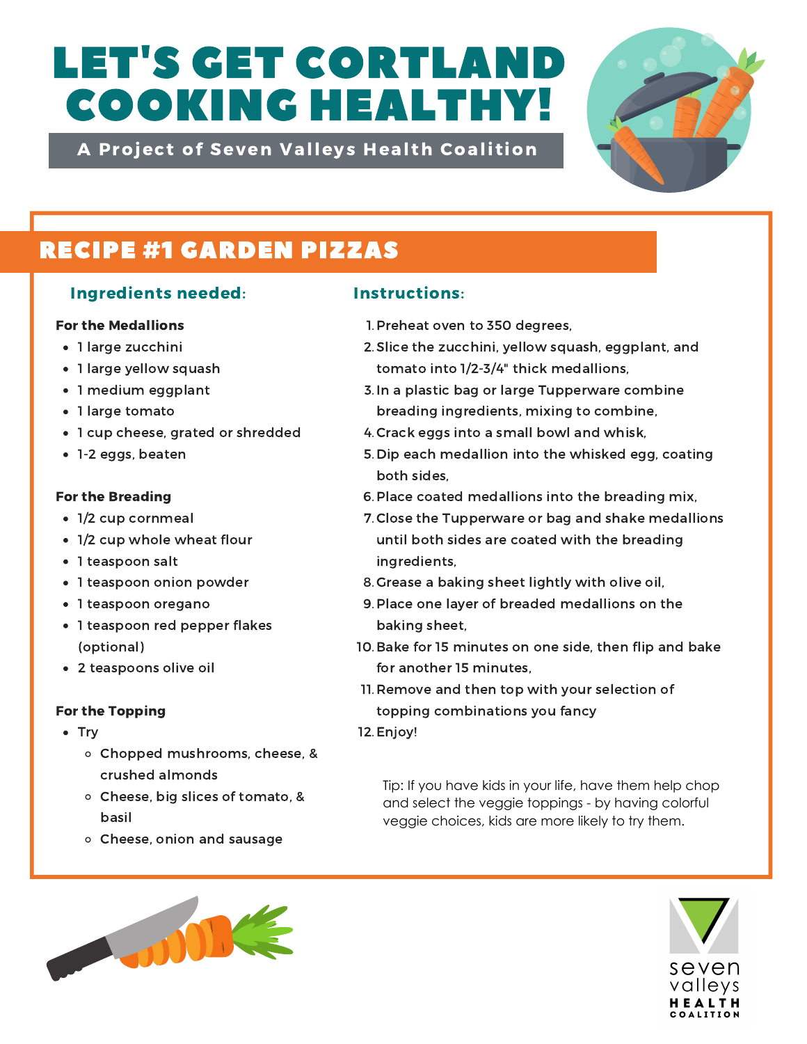# LET'S GET CORTLAND COOKING HEALTHY!

**A Project of Seven Valleys Health Coalition**

## RECIPE #1 GARDEN PIZZAS

### Ingredients needed:

**For the Medallions**

- 1 large zucchini
- 1 large yellow squash
- 1 medium eggplant
- 1 large tomato
- 1 cup cheese, grated or shredded
- 1-2 eggs, beaten

**For the Breading**

- 1/2 cup cornmeal
- 1/2 cup whole wheat flour
- 1 teaspoon salt
- 1 teaspoon onion powder
- 1 teaspoon oregano
- 1 teaspoon red pepper flakes (optional)
- 2 teaspoons olive oil

**For the Topping**

- Try
  - Chopped mushrooms, cheese, & crushed almonds
  - Cheese, big slices of tomato, & basil
  - Cheese, onion and sausage

### Instructions:

1. Preheat oven to 350 degrees,
2. Slice the zucchini, yellow squash, eggplant, and tomato into 1/2-3/4" thick medallions,
3. In a plastic bag or large Tupperware combine breading ingredients, mixing to combine,
4. Crack eggs into a small bowl and whisk,
5. Dip each medallion into the whisked egg, coating both sides,
6. Place coated medallions into the breading mix,
7. Close the Tupperware or bag and shake medallions until both sides are coated with the breading ingredients,
8. Grease a baking sheet lightly with olive oil,
9. Place one layer of breaded medallions on the baking sheet,
10. Bake for 15 minutes on one side, then flip and bake for another 15 minutes,
11. Remove and then top with your selection of topping combinations you fancy
12. Enjoy!

Tip: If you have kids in your life, have them help chop and select the veggie toppings - by having colorful veggie choices, kids are more likely to try them.

seven valleys HEALTH COALITION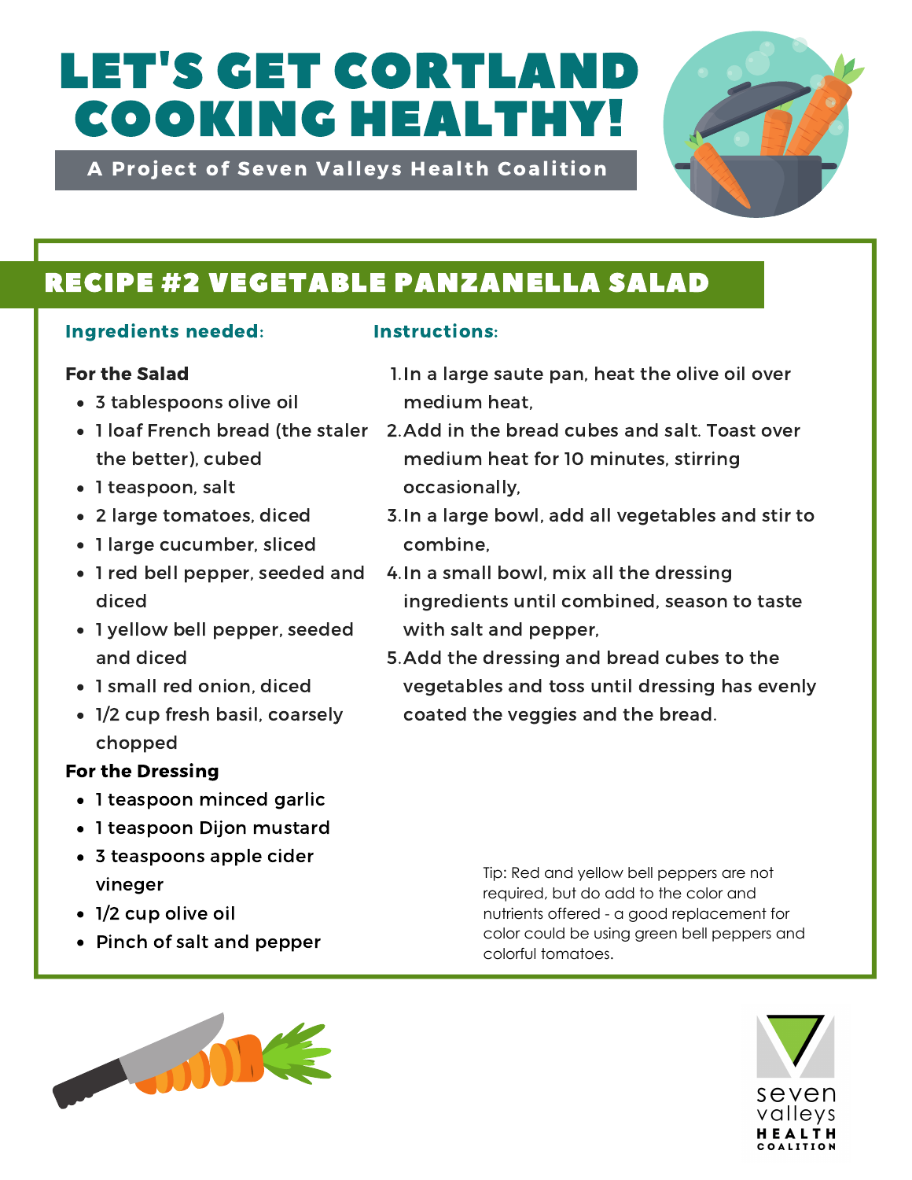# LET'S GET CORTLAND COOKING HEALTHY!

A Project of Seven Valleys Health Coalition

## RECIPE #2 VEGETABLE PANZANELLA SALAD

### Ingredients needed:

**For the Salad**

- 3 tablespoons olive oil
- 1 loaf French bread (the staler the better), cubed
- 1 teaspoon, salt
- 2 large tomatoes, diced
- 1 large cucumber, sliced
- 1 red bell pepper, seeded and diced
- 1 yellow bell pepper, seeded and diced
- 1 small red onion, diced
- 1/2 cup fresh basil, coarsely chopped

**For the Dressing**

- 1 teaspoon minced garlic
- 1 teaspoon Dijon mustard
- 3 teaspoons apple cider vineger
- 1/2 cup olive oil
- Pinch of salt and pepper

### Instructions:

1. In a large saute pan, heat the olive oil over medium heat,
2. Add in the bread cubes and salt. Toast over medium heat for 10 minutes, stirring occasionally,
3. In a large bowl, add all vegetables and stir to combine,
4. In a small bowl, mix all the dressing ingredients until combined, season to taste with salt and pepper,
5. Add the dressing and bread cubes to the vegetables and toss until dressing has evenly coated the veggies and the bread.

Tip: Red and yellow bell peppers are not required, but do add to the color and nutrients offered - a good replacement for color could be using green bell peppers and colorful tomatoes.

seven valleys HEALTH COALITION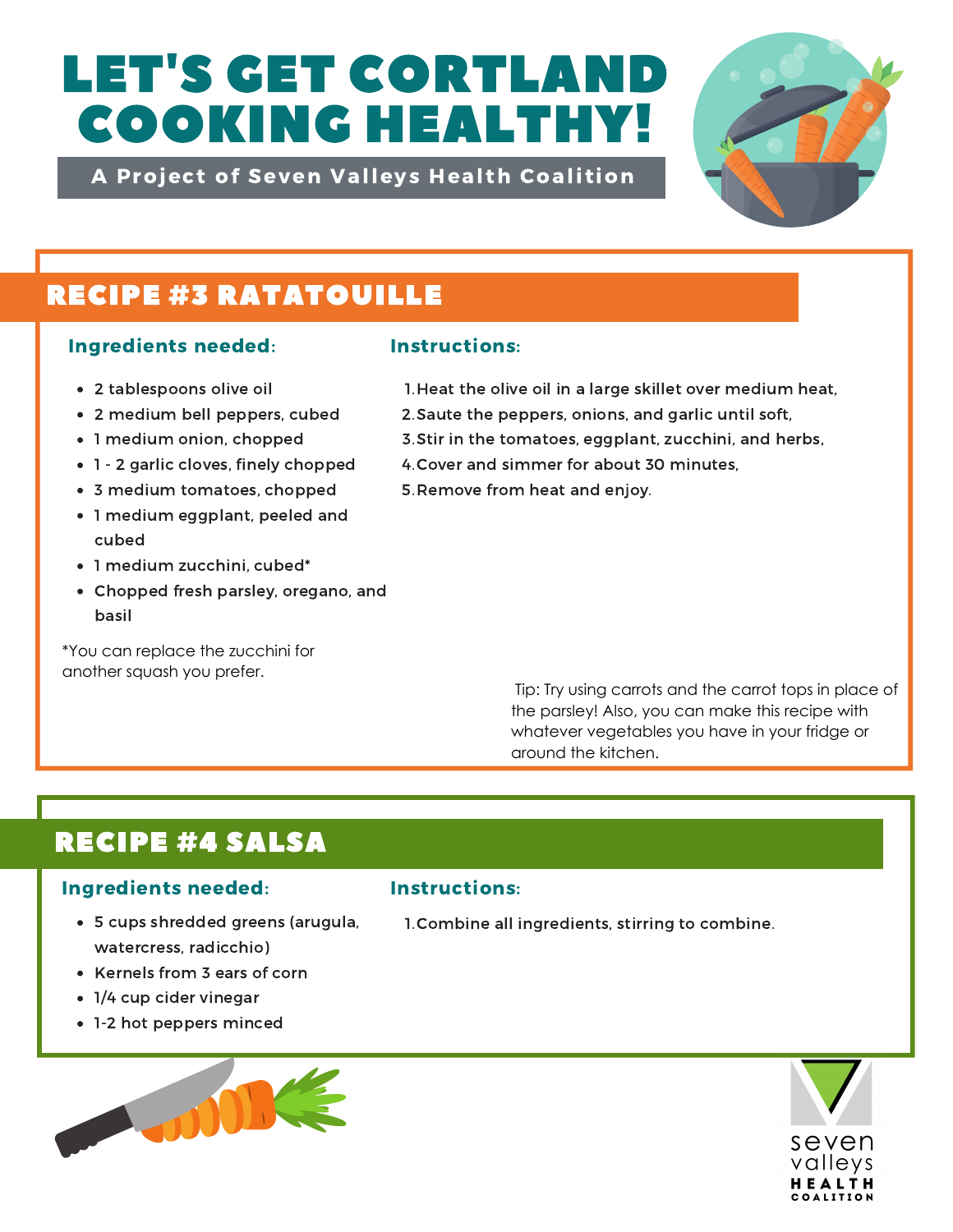# LET'S GET CORTLAND COOKING HEALTHY!

**A Project of Seven Valleys Health Coalition**

## RECIPE #3 RATATOUILLE

### Ingredients needed:

- 2 tablespoons olive oil
- 2 medium bell peppers, cubed
- 1 medium onion, chopped
- 1 - 2 garlic cloves, finely chopped
- 3 medium tomatoes, chopped
- 1 medium eggplant, peeled and cubed
- 1 medium zucchini, cubed*
- Chopped fresh parsley, oregano, and basil

*You can replace the zucchini for another squash you prefer.

### Instructions:

1. Heat the olive oil in a large skillet over medium heat,
2. Saute the peppers, onions, and garlic until soft,
3. Stir in the tomatoes, eggplant, zucchini, and herbs,
4. Cover and simmer for about 30 minutes,
5. Remove from heat and enjoy.

Tip: Try using carrots and the carrot tops in place of the parsley! Also, you can make this recipe with whatever vegetables you have in your fridge or around the kitchen.

## RECIPE #4 SALSA

### Ingredients needed:

- 5 cups shredded greens (arugula, watercress, radicchio)
- Kernels from 3 ears of corn
- 1/4 cup cider vinegar
- 1-2 hot peppers minced

### Instructions:

1. Combine all ingredients, stirring to combine.

seven valleys HEALTH COALITION